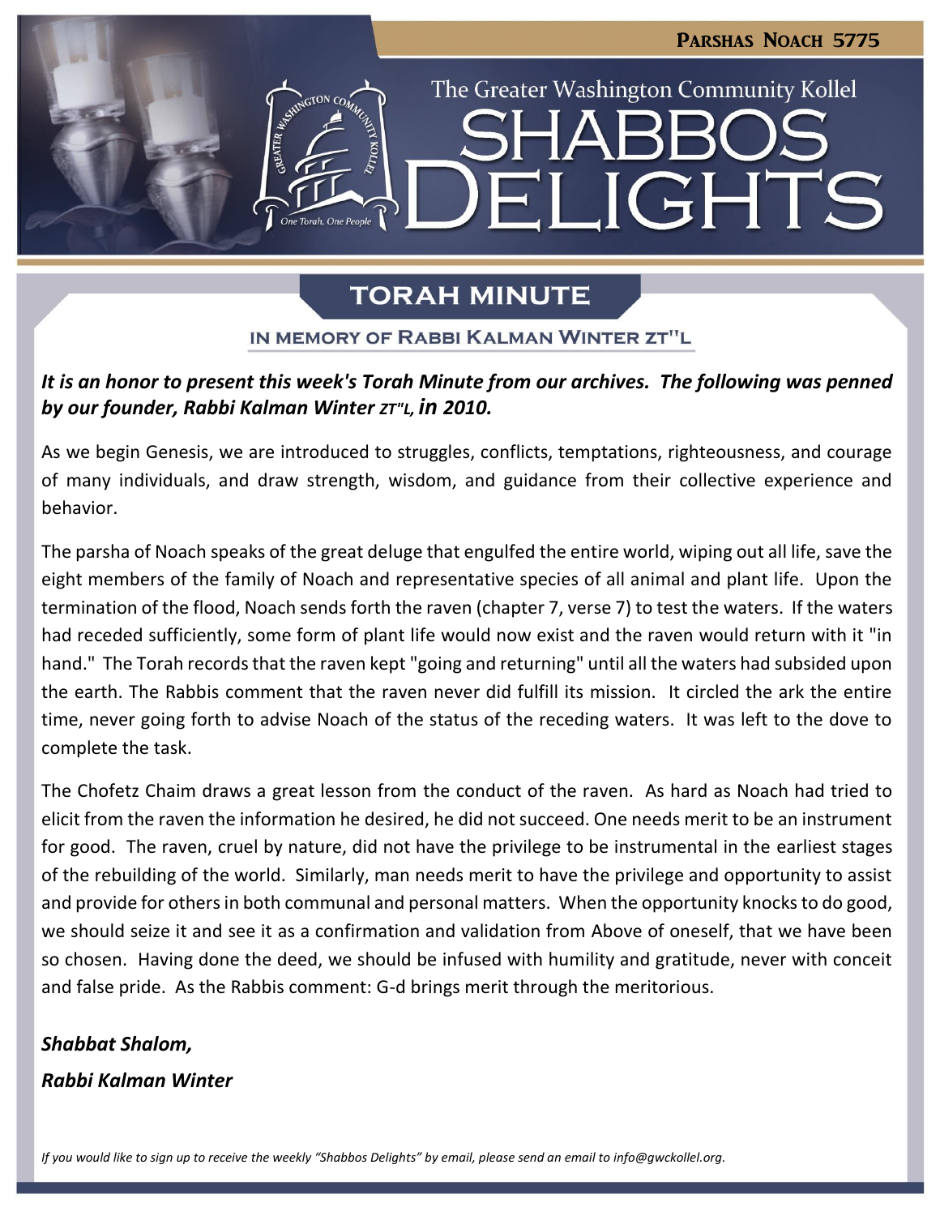Parshas Noach 5775

The Greater Washington Community Kollel

# Shabbos Delights

## Torah Minute

### In Memory of Rabbi Kalman Winter zt"l

***It is an honor to present this week's Torah Minute from our archives. The following was penned by our founder, Rabbi Kalman Winter zt"l, in 2010.***

As we begin Genesis, we are introduced to struggles, conflicts, temptations, righteousness, and courage of many individuals, and draw strength, wisdom, and guidance from their collective experience and behavior.

The parsha of Noach speaks of the great deluge that engulfed the entire world, wiping out all life, save the eight members of the family of Noach and representative species of all animal and plant life. Upon the termination of the flood, Noach sends forth the raven (chapter 7, verse 7) to test the waters. If the waters had receded sufficiently, some form of plant life would now exist and the raven would return with it "in hand." The Torah records that the raven kept "going and returning" until all the waters had subsided upon the earth. The Rabbis comment that the raven never did fulfill its mission. It circled the ark the entire time, never going forth to advise Noach of the status of the receding waters. It was left to the dove to complete the task.

The Chofetz Chaim draws a great lesson from the conduct of the raven. As hard as Noach had tried to elicit from the raven the information he desired, he did not succeed. One needs merit to be an instrument for good. The raven, cruel by nature, did not have the privilege to be instrumental in the earliest stages of the rebuilding of the world. Similarly, man needs merit to have the privilege and opportunity to assist and provide for others in both communal and personal matters. When the opportunity knocks to do good, we should seize it and see it as a confirmation and validation from Above of oneself, that we have been so chosen. Having done the deed, we should be infused with humility and gratitude, never with conceit and false pride. As the Rabbis comment: G-d brings merit through the meritorious.

***Shabbat Shalom,***

***Rabbi Kalman Winter***

*If you would like to sign up to receive the weekly "Shabbos Delights" by email, please send an email to info@gwckollel.org.*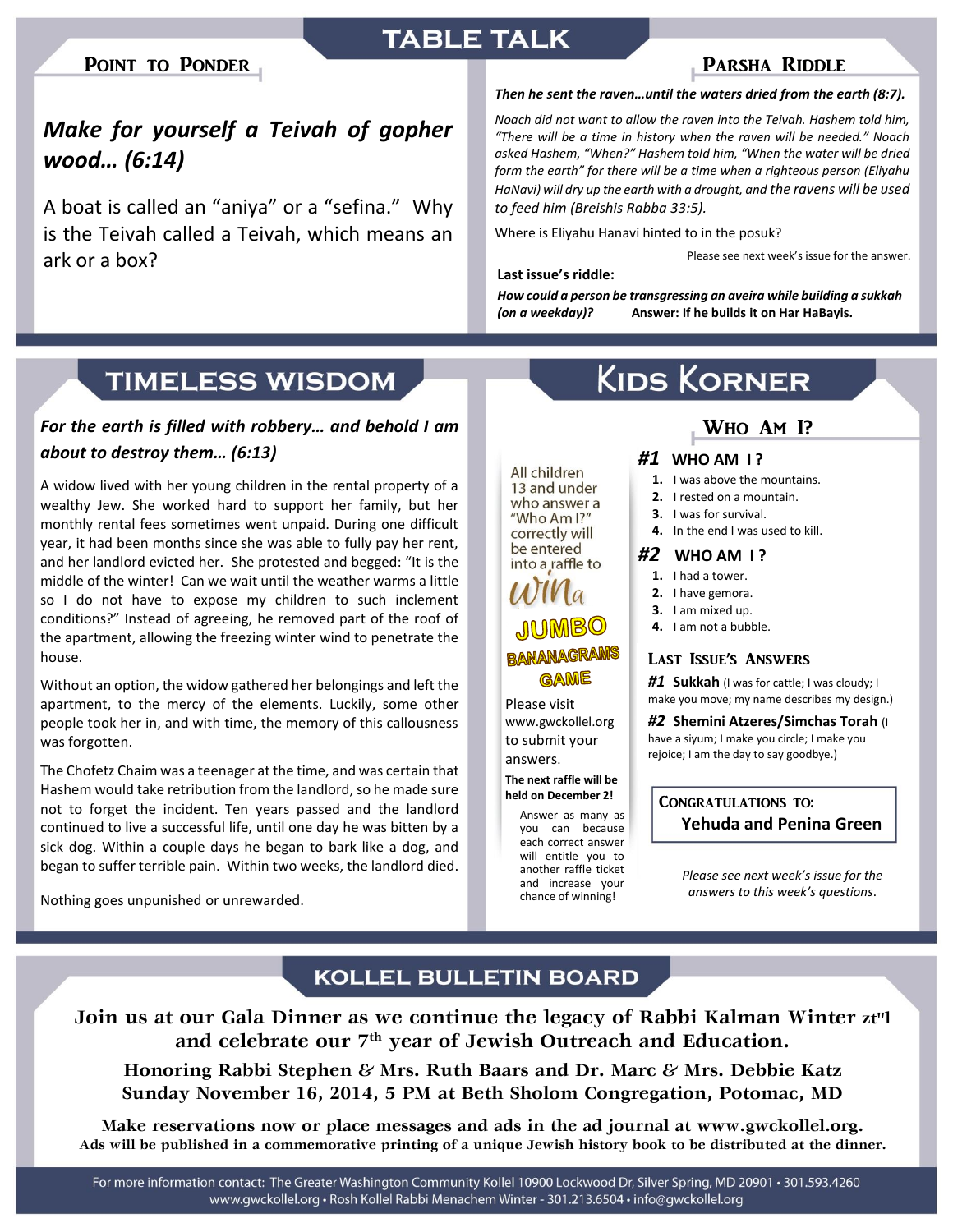# TABLE TALK

## Point to Ponder

***Make for yourself a Teivah of gopher wood… (6:14)***

A boat is called an "aniya" or a "sefina." Why is the Teivah called a Teivah, which means an ark or a box?

## Parsha Riddle

***Then he sent the raven…until the waters dried from the earth (8:7).***

*Noach did not want to allow the raven into the Teivah. Hashem told him, "There will be a time in history when the raven will be needed." Noach asked Hashem, "When?" Hashem told him, "When the water will be dried form the earth" for there will be a time when a righteous person (Eliyahu HaNavi) will dry up the earth with a drought, and the ravens will be used to feed him (Breishis Rabba 33:5).*

Where is Eliyahu Hanavi hinted to in the posuk?

Please see next week's issue for the answer.

**Last issue's riddle:**

***How could a person be transgressing an aveira while building a sukkah (on a weekday)?*** **Answer: If he builds it on Har HaBayis.**

# TIMELESS WISDOM

***For the earth is filled with robbery… and behold I am about to destroy them… (6:13)***

A widow lived with her young children in the rental property of a wealthy Jew. She worked hard to support her family, but her monthly rental fees sometimes went unpaid. During one difficult year, it had been months since she was able to fully pay her rent, and her landlord evicted her. She protested and begged: "It is the middle of the winter! Can we wait until the weather warms a little so I do not have to expose my children to such inclement conditions?" Instead of agreeing, he removed part of the roof of the apartment, allowing the freezing winter wind to penetrate the house.

Without an option, the widow gathered her belongings and left the apartment, to the mercy of the elements. Luckily, some other people took her in, and with time, the memory of this callousness was forgotten.

The Chofetz Chaim was a teenager at the time, and was certain that Hashem would take retribution from the landlord, so he made sure not to forget the incident. Ten years passed and the landlord continued to live a successful life, until one day he was bitten by a sick dog. Within a couple days he began to bark like a dog, and began to suffer terrible pain. Within two weeks, the landlord died.

Nothing goes unpunished or unrewarded.

# Kids Korner

All children 13 and under who answer a "Who Am I?" correctly will be entered into a raffle to Win a JUMBO BANANAGRAMS GAME

Please visit www.gwckollel.org to submit your answers.

**The next raffle will be held on December 2!**

Answer as many as you can because each correct answer will entitle you to another raffle ticket and increase your chance of winning!

## Who Am I?

### #1 WHO AM I ?

1. I was above the mountains.
2. I rested on a mountain.
3. I was for survival.
4. In the end I was used to kill.

### #2 WHO AM I ?

1. I had a tower.
2. I have gemora.
3. I am mixed up.
4. I am not a bubble.

### Last Issue's Answers

**#1 Sukkah** (I was for cattle; I was cloudy; I make you move; my name describes my design.)

**#2 Shemini Atzeres/Simchas Torah** (I have a siyum; I make you circle; I make you rejoice; I am the day to say goodbye.)

**Congratulations to:**
**Yehuda and Penina Green**

*Please see next week's issue for the answers to this week's questions.*

# KOLLEL BULLETIN BOARD

**Join us at our Gala Dinner as we continue the legacy of Rabbi Kalman Winter zt"l and celebrate our 7th year of Jewish Outreach and Education.**

**Honoring Rabbi Stephen & Mrs. Ruth Baars and Dr. Marc & Mrs. Debbie Katz**
**Sunday November 16, 2014, 5 PM at Beth Sholom Congregation, Potomac, MD**

**Make reservations now or place messages and ads in the ad journal at www.gwckollel.org.**
**Ads will be published in a commemorative printing of a unique Jewish history book to be distributed at the dinner.**

For more information contact: The Greater Washington Community Kollel 10900 Lockwood Dr, Silver Spring, MD 20901 • 301.593.4260
www.gwckollel.org • Rosh Kollel Rabbi Menachem Winter - 301.213.6504 • info@gwckollel.org